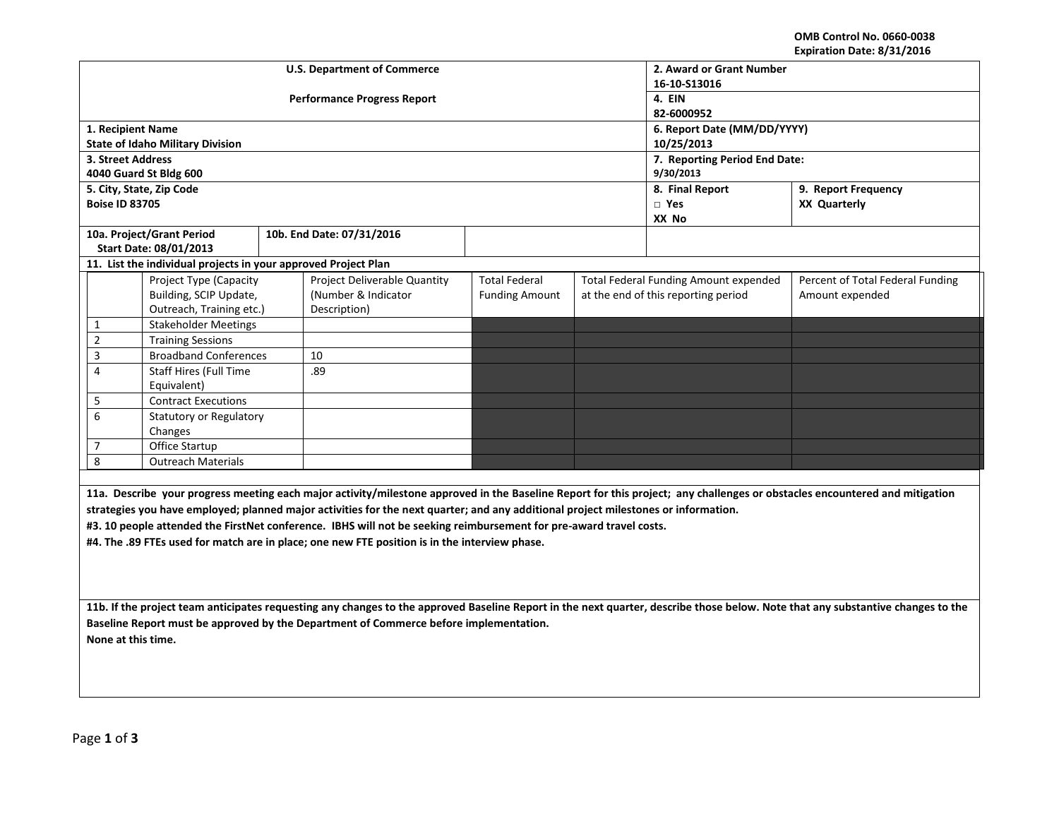OMB Control No. 0660-0038
Expiration Date: 8/31/2016

| U.S. Department of Commerce<br><br>Performance Progress Report | 2. Award or Grant Number<br>16-10-S13016 | |
|---|---|---|
| | 4. EIN<br>82-6000952 | |
| 1. Recipient Name<br>State of Idaho Military Division | 6. Report Date (MM/DD/YYYY)<br>10/25/2013 | |
| 3. Street Address<br>4040 Guard St Bldg 600 | 7. Reporting Period End Date:<br>9/30/2013 | |
| 5. City, State, Zip Code<br>Boise ID 83705 | 8. Final Report<br>□ Yes<br>XX No | 9. Report Frequency<br>XX Quarterly |
| 10a. Project/Grant Period Start Date: 08/01/2013 | 10b. End Date: 07/31/2016 | |

**11. List the individual projects in your approved Project Plan**

| | Project Type (Capacity Building, SCIP Update, Outreach, Training etc.) | Project Deliverable Quantity (Number & Indicator Description) | Total Federal Funding Amount | Total Federal Funding Amount expended at the end of this reporting period | Percent of Total Federal Funding Amount expended |
|---|---|---|---|---|---|
| 1 | Stakeholder Meetings | | | | |
| 2 | Training Sessions | | | | |
| 3 | Broadband Conferences | 10 | | | |
| 4 | Staff Hires (Full Time Equivalent) | .89 | | | |
| 5 | Contract Executions | | | | |
| 6 | Statutory or Regulatory Changes | | | | |
| 7 | Office Startup | | | | |
| 8 | Outreach Materials | | | | |

**11a. Describe your progress meeting each major activity/milestone approved in the Baseline Report for this project; any challenges or obstacles encountered and mitigation strategies you have employed; planned major activities for the next quarter; and any additional project milestones or information.**

**#3. 10 people attended the FirstNet conference. IBHS will not be seeking reimbursement for pre-award travel costs.**

**#4. The .89 FTEs used for match are in place; one new FTE position is in the interview phase.**

**11b. If the project team anticipates requesting any changes to the approved Baseline Report in the next quarter, describe those below. Note that any substantive changes to the Baseline Report must be approved by the Department of Commerce before implementation.**

**None at this time.**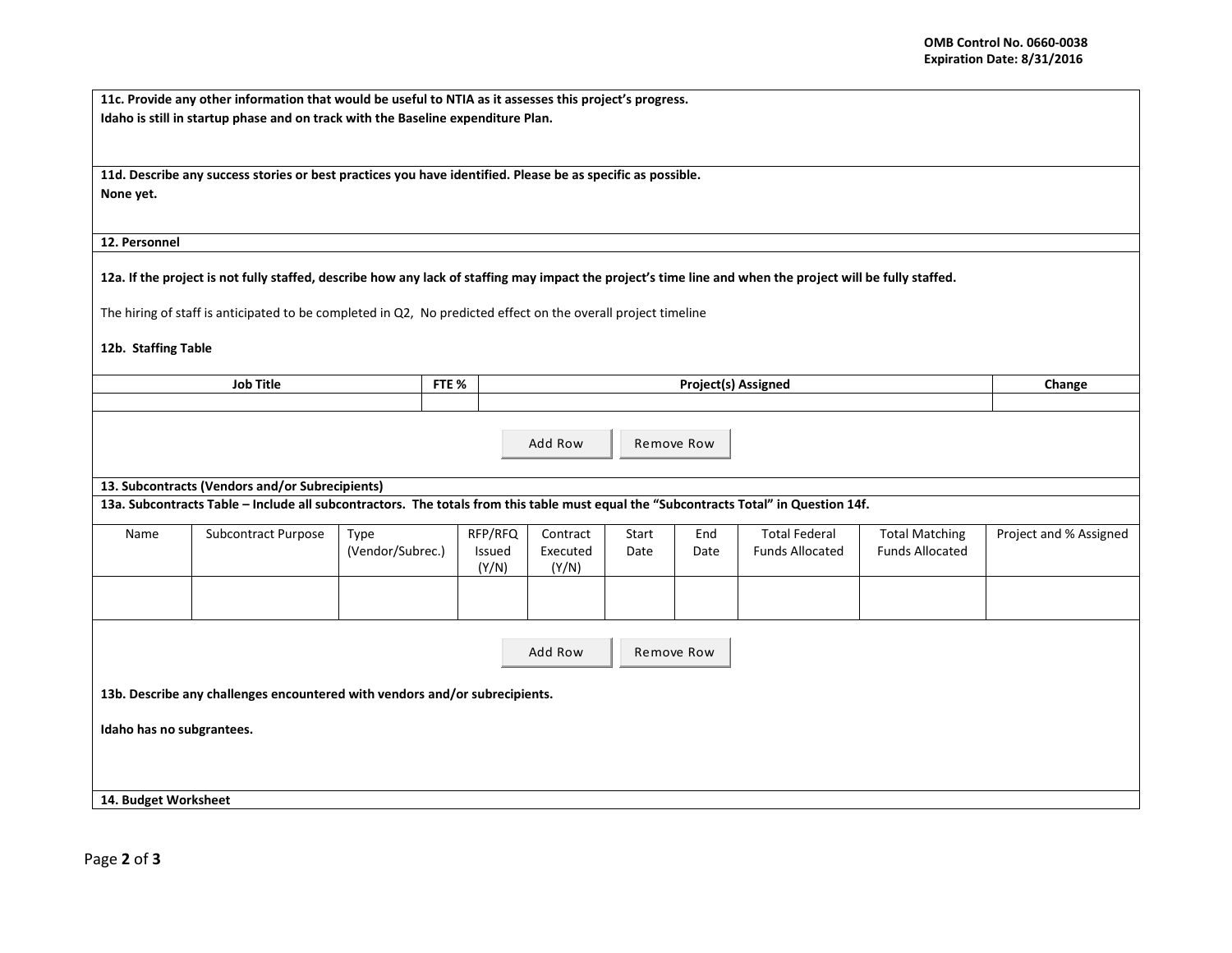**11c. Provide any other information that would be useful to NTIA as it assesses this project's progress.**
**Idaho is still in startup phase and on track with the Baseline expenditure Plan.**

**11d. Describe any success stories or best practices you have identified. Please be as specific as possible.**
**None yet.**

**12. Personnel**

**12a. If the project is not fully staffed, describe how any lack of staffing may impact the project's time line and when the project will be fully staffed.**

The hiring of staff is anticipated to be completed in Q2, No predicted effect on the overall project timeline

**12b. Staffing Table**

| Job Title | FTE % | Project(s) Assigned | Change |
|---|---|---|---|
| | | | |

Add Row Remove Row

**13. Subcontracts (Vendors and/or Subrecipients)**

**13a. Subcontracts Table – Include all subcontractors. The totals from this table must equal the "Subcontracts Total" in Question 14f.**

| Name | Subcontract Purpose | Type (Vendor/Subrec.) | RFP/RFQ Issued (Y/N) | Contract Executed (Y/N) | Start Date | End Date | Total Federal Funds Allocated | Total Matching Funds Allocated | Project and % Assigned |
|---|---|---|---|---|---|---|---|---|---|
| | | | | | | | | | |

Add Row Remove Row

**13b. Describe any challenges encountered with vendors and/or subrecipients.**

**Idaho has no subgrantees.**

**14. Budget Worksheet**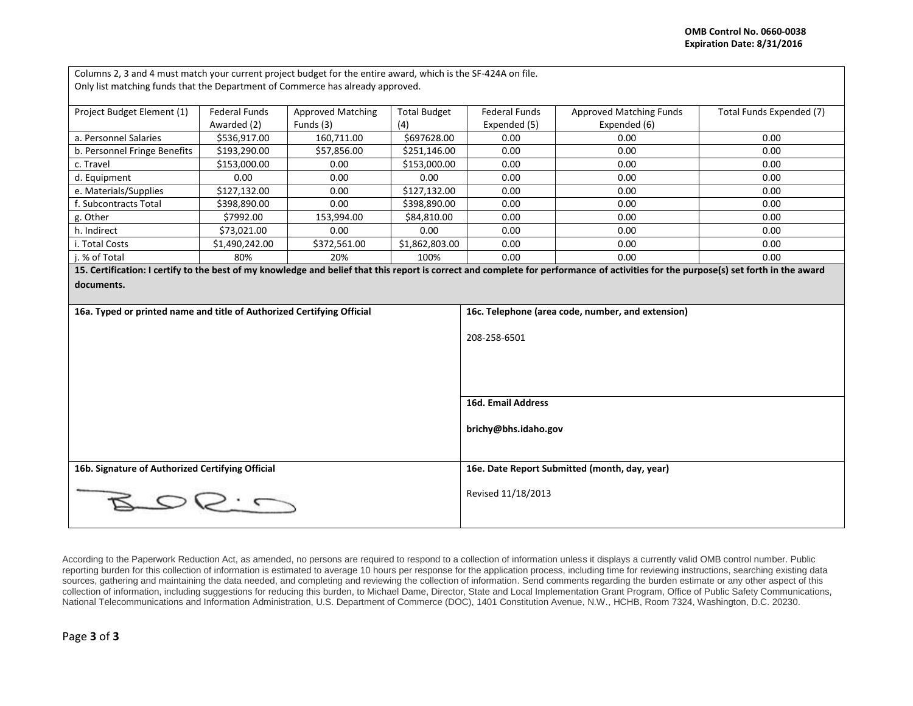Columns 2, 3 and 4 must match your current project budget for the entire award, which is the SF-424A on file.
Only list matching funds that the Department of Commerce has already approved.

| Project Budget Element (1) | Federal Funds Awarded (2) | Approved Matching Funds (3) | Total Budget (4) | Federal Funds Expended (5) | Approved Matching Funds Expended (6) | Total Funds Expended (7) |
|---|---|---|---|---|---|---|
| a. Personnel Salaries | $536,917.00 | 160,711.00 | $697628.00 | 0.00 | 0.00 | 0.00 |
| b. Personnel Fringe Benefits | $193,290.00 | $57,856.00 | $251,146.00 | 0.00 | 0.00 | 0.00 |
| c. Travel | $153,000.00 | 0.00 | $153,000.00 | 0.00 | 0.00 | 0.00 |
| d. Equipment | 0.00 | 0.00 | 0.00 | 0.00 | 0.00 | 0.00 |
| e. Materials/Supplies | $127,132.00 | 0.00 | $127,132.00 | 0.00 | 0.00 | 0.00 |
| f. Subcontracts Total | $398,890.00 | 0.00 | $398,890.00 | 0.00 | 0.00 | 0.00 |
| g. Other | $7992.00 | 153,994.00 | $84,810.00 | 0.00 | 0.00 | 0.00 |
| h. Indirect | $73,021.00 | 0.00 | 0.00 | 0.00 | 0.00 | 0.00 |
| i. Total Costs | $1,490,242.00 | $372,561.00 | $1,862,803.00 | 0.00 | 0.00 | 0.00 |
| j. % of Total | 80% | 20% | 100% | 0.00 | 0.00 | 0.00 |

**15. Certification: I certify to the best of my knowledge and belief that this report is correct and complete for performance of activities for the purpose(s) set forth in the award documents.**

**16a. Typed or printed name and title of Authorized Certifying Official**

**16b. Signature of Authorized Certifying Official**

**16c. Telephone (area code, number, and extension)**

208-258-6501

**16d. Email Address**

**brichy@bhs.idaho.gov**

**16e. Date Report Submitted (month, day, year)**

Revised 11/18/2013

According to the Paperwork Reduction Act, as amended, no persons are required to respond to a collection of information unless it displays a currently valid OMB control number. Public reporting burden for this collection of information is estimated to average 10 hours per response for the application process, including time for reviewing instructions, searching existing data sources, gathering and maintaining the data needed, and completing and reviewing the collection of information. Send comments regarding the burden estimate or any other aspect of this collection of information, including suggestions for reducing this burden, to Michael Dame, Director, State and Local Implementation Grant Program, Office of Public Safety Communications, National Telecommunications and Information Administration, U.S. Department of Commerce (DOC), 1401 Constitution Avenue, N.W., HCHB, Room 7324, Washington, D.C. 20230.